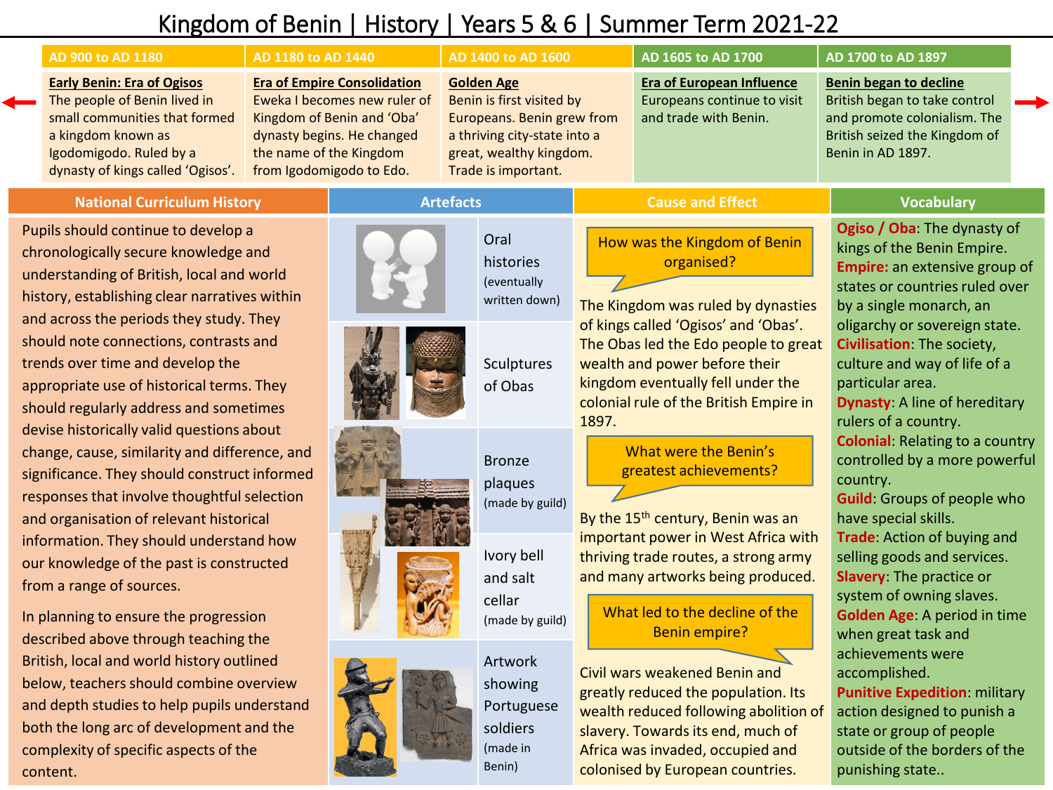# Kingdom of Benin | History | Years 5 & 6 | Summer Term 2021-22

| AD 900 to AD 1180 | AD 1180 to AD 1440 | AD 1400 to AD 1600 | AD 1605 to AD 1700 | AD 1700 to AD 1897 |
|---|---|---|---|---|
| **Early Benin: Era of Ogisos** The people of Benin lived in small communities that formed a kingdom known as Igodomigodo. Ruled by a dynasty of kings called 'Ogisos'. | **Era of Empire Consolidation** Eweka I becomes new ruler of Kingdom of Benin and 'Oba' dynasty begins. He changed the name of the Kingdom from Igodomigodo to Edo. | **Golden Age** Benin is first visited by Europeans. Benin grew from a thriving city-state into a great, wealthy kingdom. Trade is important. | **Era of European Influence** Europeans continue to visit and trade with Benin. | **Benin began to decline** British began to take control and promote colonialism. The British seized the Kingdom of Benin in AD 1897. |

## National Curriculum History

Pupils should continue to develop a chronologically secure knowledge and understanding of British, local and world history, establishing clear narratives within and across the periods they study. They should note connections, contrasts and trends over time and develop the appropriate use of historical terms. They should regularly address and sometimes devise historically valid questions about change, cause, similarity and difference, and significance. They should construct informed responses that involve thoughtful selection and organisation of relevant historical information. They should understand how our knowledge of the past is constructed from a range of sources.

In planning to ensure the progression described above through teaching the British, local and world history outlined below, teachers should combine overview and depth studies to help pupils understand both the long arc of development and the complexity of specific aspects of the content.

## Artefacts

- Oral histories (eventually written down)
- Sculptures of Obas
- Bronze plaques (made by guild)
- Ivory bell and salt cellar (made by guild)
- Artwork showing Portuguese soldiers (made in Benin)

## Cause and Effect

**How was the Kingdom of Benin organised?**

The Kingdom was ruled by dynasties of kings called 'Ogisos' and 'Obas'. The Obas led the Edo people to great wealth and power before their kingdom eventually fell under the colonial rule of the British Empire in 1897.

**What were the Benin's greatest achievements?**

By the 15th century, Benin was an important power in West Africa with thriving trade routes, a strong army and many artworks being produced.

**What led to the decline of the Benin empire?**

Civil wars weakened Benin and greatly reduced the population. Its wealth reduced following abolition of slavery. Towards its end, much of Africa was invaded, occupied and colonised by European countries.

## Vocabulary

**Ogiso / Oba**: The dynasty of kings of the Benin Empire.

**Empire:** an extensive group of states or countries ruled over by a single monarch, an oligarchy or sovereign state.

**Civilisation**: The society, culture and way of life of a particular area.

**Dynasty**: A line of hereditary rulers of a country.

**Colonial**: Relating to a country controlled by a more powerful country.

**Guild**: Groups of people who have special skills.

**Trade**: Action of buying and selling goods and services.

**Slavery**: The practice or system of owning slaves.

**Golden Age**: A period in time when great task and achievements were accomplished.

**Punitive Expedition**: military action designed to punish a state or group of people outside of the borders of the punishing state..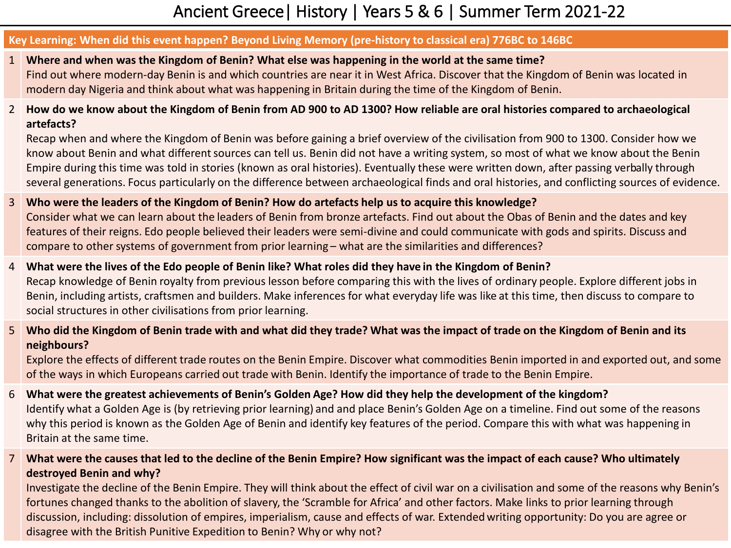# Ancient Greece| History | Years 5 & 6 | Summer Term 2021-22

| | |
|---|---|
| **Key Learning: When did this event happen? Beyond Living Memory (pre-history to classical era) 776BC to 146BC** | |
| 1 | **Where and when was the Kingdom of Benin? What else was happening in the world at the same time?**<br>Find out where modern-day Benin is and which countries are near it in West Africa. Discover that the Kingdom of Benin was located in modern day Nigeria and think about what was happening in Britain during the time of the Kingdom of Benin. |
| 2 | **How do we know about the Kingdom of Benin from AD 900 to AD 1300? How reliable are oral histories compared to archaeological artefacts?**<br>Recap when and where the Kingdom of Benin was before gaining a brief overview of the civilisation from 900 to 1300. Consider how we know about Benin and what different sources can tell us. Benin did not have a writing system, so most of what we know about the Benin Empire during this time was told in stories (known as oral histories). Eventually these were written down, after passing verbally through several generations. Focus particularly on the difference between archaeological finds and oral histories, and conflicting sources of evidence. |
| 3 | **Who were the leaders of the Kingdom of Benin? How do artefacts help us to acquire this knowledge?**<br>Consider what we can learn about the leaders of Benin from bronze artefacts. Find out about the Obas of Benin and the dates and key features of their reigns. Edo people believed their leaders were semi-divine and could communicate with gods and spirits. Discuss and compare to other systems of government from prior learning – what are the similarities and differences? |
| 4 | **What were the lives of the Edo people of Benin like? What roles did they have in the Kingdom of Benin?**<br>Recap knowledge of Benin royalty from previous lesson before comparing this with the lives of ordinary people. Explore different jobs in Benin, including artists, craftsmen and builders. Make inferences for what everyday life was like at this time, then discuss to compare to social structures in other civilisations from prior learning. |
| 5 | **Who did the Kingdom of Benin trade with and what did they trade? What was the impact of trade on the Kingdom of Benin and its neighbours?**<br>Explore the effects of different trade routes on the Benin Empire. Discover what commodities Benin imported in and exported out, and some of the ways in which Europeans carried out trade with Benin. Identify the importance of trade to the Benin Empire. |
| 6 | **What were the greatest achievements of Benin's Golden Age? How did they help the development of the kingdom?**<br>Identify what a Golden Age is (by retrieving prior learning) and and place Benin's Golden Age on a timeline. Find out some of the reasons why this period is known as the Golden Age of Benin and identify key features of the period. Compare this with what was happening in Britain at the same time. |
| 7 | **What were the causes that led to the decline of the Benin Empire? How significant was the impact of each cause? Who ultimately destroyed Benin and why?**<br>Investigate the decline of the Benin Empire. They will think about the effect of civil war on a civilisation and some of the reasons why Benin's fortunes changed thanks to the abolition of slavery, the 'Scramble for Africa' and other factors. Make links to prior learning through discussion, including: dissolution of empires, imperialism, cause and effects of war. Extended writing opportunity: Do you are agree or disagree with the British Punitive Expedition to Benin? Why or why not? |